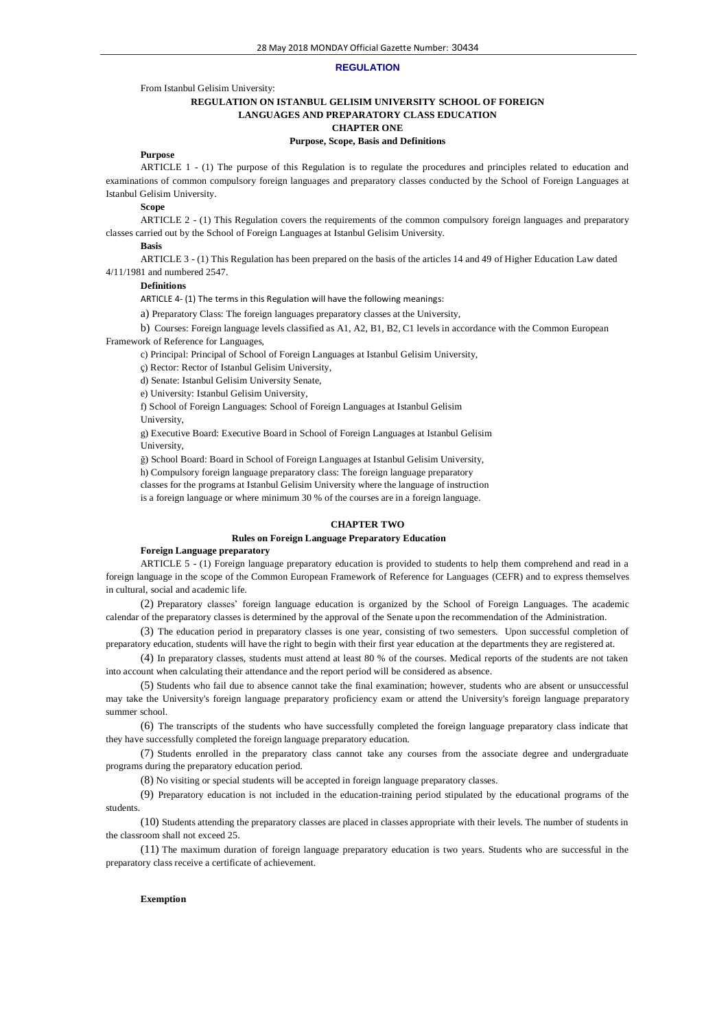28 May 2018 MONDAY Official Gazette Number: 30434

**REGULATION**

From Istanbul Gelisim University:

# REGULATION ON ISTANBUL GELISIM UNIVERSITY SCHOOL OF FOREIGN LANGUAGES AND PREPARATORY CLASS EDUCATION

## CHAPTER ONE

## Purpose, Scope, Basis and Definitions

**Purpose**

ARTICLE 1 - (1) The purpose of this Regulation is to regulate the procedures and principles related to education and examinations of common compulsory foreign languages and preparatory classes conducted by the School of Foreign Languages at Istanbul Gelisim University.

**Scope**

ARTICLE 2 - (1) This Regulation covers the requirements of the common compulsory foreign languages and preparatory classes carried out by the School of Foreign Languages at Istanbul Gelisim University.

**Basis**

ARTICLE 3 - (1) This Regulation has been prepared on the basis of the articles 14 and 49 of Higher Education Law dated 4/11/1981 and numbered 2547.

**Definitions**

ARTICLE 4- (1) The terms in this Regulation will have the following meanings:

a) Preparatory Class: The foreign languages preparatory classes at the University,

b) Courses: Foreign language levels classified as A1, A2, B1, B2, C1 levels in accordance with the Common European Framework of Reference for Languages,

c) Principal: Principal of School of Foreign Languages at Istanbul Gelisim University,

ç) Rector: Rector of Istanbul Gelisim University,

d) Senate: Istanbul Gelisim University Senate,

e) University: Istanbul Gelisim University,

f) School of Foreign Languages: School of Foreign Languages at Istanbul Gelisim University,

g) Executive Board: Executive Board in School of Foreign Languages at Istanbul Gelisim University,

ğ) School Board: Board in School of Foreign Languages at Istanbul Gelisim University,

h) Compulsory foreign language preparatory class: The foreign language preparatory classes for the programs at Istanbul Gelisim University where the language of instruction is a foreign language or where minimum 30 % of the courses are in a foreign language.

## CHAPTER TWO

## Rules on Foreign Language Preparatory Education

**Foreign Language preparatory**

ARTICLE 5 - (1) Foreign language preparatory education is provided to students to help them comprehend and read in a foreign language in the scope of the Common European Framework of Reference for Languages (CEFR) and to express themselves in cultural, social and academic life.

(2) Preparatory classes' foreign language education is organized by the School of Foreign Languages. The academic calendar of the preparatory classes is determined by the approval of the Senate upon the recommendation of the Administration.

(3) The education period in preparatory classes is one year, consisting of two semesters. Upon successful completion of preparatory education, students will have the right to begin with their first year education at the departments they are registered at.

(4) In preparatory classes, students must attend at least 80 % of the courses. Medical reports of the students are not taken into account when calculating their attendance and the report period will be considered as absence.

(5) Students who fail due to absence cannot take the final examination; however, students who are absent or unsuccessful may take the University's foreign language preparatory proficiency exam or attend the University's foreign language preparatory summer school.

(6) The transcripts of the students who have successfully completed the foreign language preparatory class indicate that they have successfully completed the foreign language preparatory education.

(7) Students enrolled in the preparatory class cannot take any courses from the associate degree and undergraduate programs during the preparatory education period.

(8) No visiting or special students will be accepted in foreign language preparatory classes.

(9) Preparatory education is not included in the education-training period stipulated by the educational programs of the students.

(10) Students attending the preparatory classes are placed in classes appropriate with their levels. The number of students in the classroom shall not exceed 25.

(11) The maximum duration of foreign language preparatory education is two years. Students who are successful in the preparatory class receive a certificate of achievement.

**Exemption**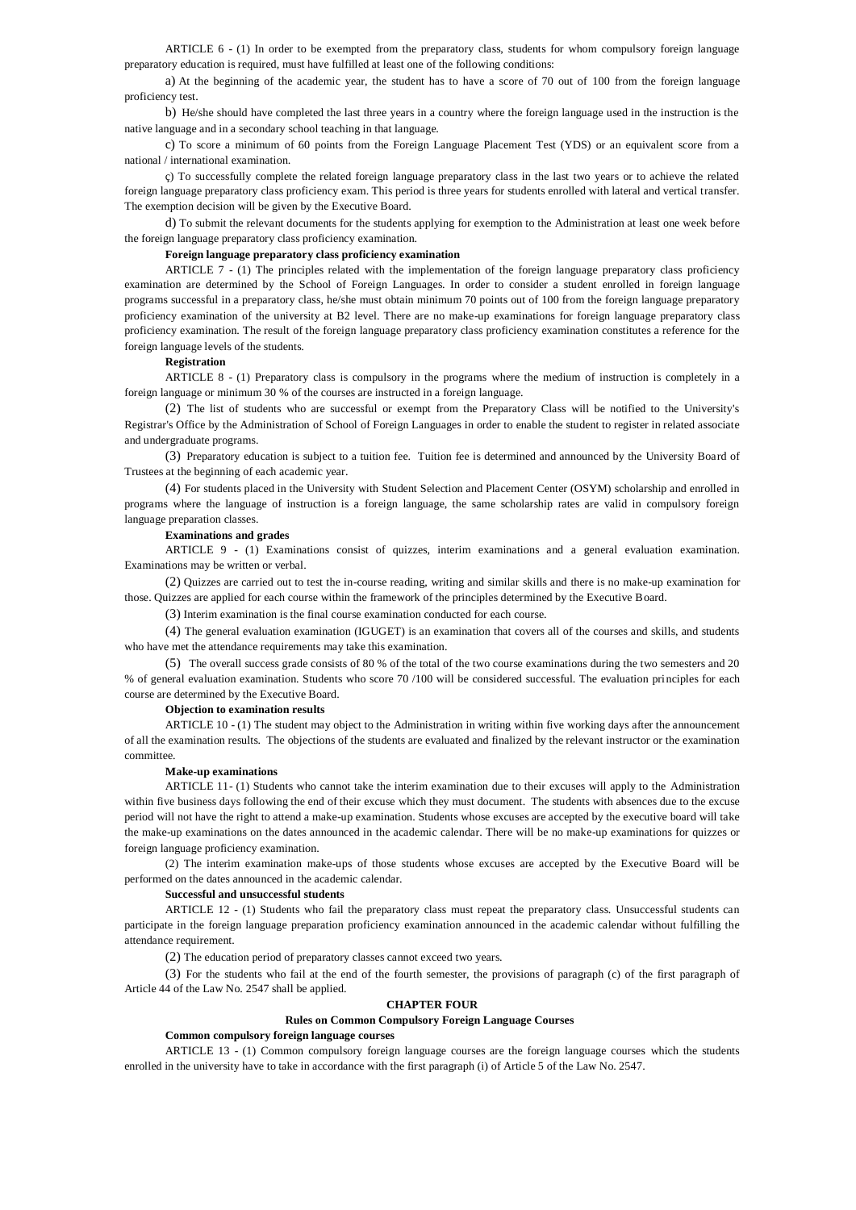ARTICLE 6 - (1) In order to be exempted from the preparatory class, students for whom compulsory foreign language preparatory education is required, must have fulfilled at least one of the following conditions:

a) At the beginning of the academic year, the student has to have a score of 70 out of 100 from the foreign language proficiency test.

b) He/she should have completed the last three years in a country where the foreign language used in the instruction is the native language and in a secondary school teaching in that language.

c) To score a minimum of 60 points from the Foreign Language Placement Test (YDS) or an equivalent score from a national / international examination.

ç) To successfully complete the related foreign language preparatory class in the last two years or to achieve the related foreign language preparatory class proficiency exam. This period is three years for students enrolled with lateral and vertical transfer. The exemption decision will be given by the Executive Board.

d) To submit the relevant documents for the students applying for exemption to the Administration at least one week before the foreign language preparatory class proficiency examination.

**Foreign language preparatory class proficiency examination**

ARTICLE 7 - (1) The principles related with the implementation of the foreign language preparatory class proficiency examination are determined by the School of Foreign Languages. In order to consider a student enrolled in foreign language programs successful in a preparatory class, he/she must obtain minimum 70 points out of 100 from the foreign language preparatory proficiency examination of the university at B2 level. There are no make-up examinations for foreign language preparatory class proficiency examination. The result of the foreign language preparatory class proficiency examination constitutes a reference for the foreign language levels of the students.

**Registration**

ARTICLE 8 - (1) Preparatory class is compulsory in the programs where the medium of instruction is completely in a foreign language or minimum 30 % of the courses are instructed in a foreign language.

(2) The list of students who are successful or exempt from the Preparatory Class will be notified to the University's Registrar's Office by the Administration of School of Foreign Languages in order to enable the student to register in related associate and undergraduate programs.

(3) Preparatory education is subject to a tuition fee. Tuition fee is determined and announced by the University Board of Trustees at the beginning of each academic year.

(4) For students placed in the University with Student Selection and Placement Center (OSYM) scholarship and enrolled in programs where the language of instruction is a foreign language, the same scholarship rates are valid in compulsory foreign language preparation classes.

**Examinations and grades**

ARTICLE 9 - (1) Examinations consist of quizzes, interim examinations and a general evaluation examination. Examinations may be written or verbal.

(2) Quizzes are carried out to test the in-course reading, writing and similar skills and there is no make-up examination for those. Quizzes are applied for each course within the framework of the principles determined by the Executive Board.

(3) Interim examination is the final course examination conducted for each course.

(4) The general evaluation examination (IGUGET) is an examination that covers all of the courses and skills, and students who have met the attendance requirements may take this examination.

(5) The overall success grade consists of 80 % of the total of the two course examinations during the two semesters and 20 % of general evaluation examination. Students who score 70 /100 will be considered successful. The evaluation principles for each course are determined by the Executive Board.

**Objection to examination results**

ARTICLE 10 - (1) The student may object to the Administration in writing within five working days after the announcement of all the examination results. The objections of the students are evaluated and finalized by the relevant instructor or the examination committee.

**Make-up examinations**

ARTICLE 11- (1) Students who cannot take the interim examination due to their excuses will apply to the Administration within five business days following the end of their excuse which they must document. The students with absences due to the excuse period will not have the right to attend a make-up examination. Students whose excuses are accepted by the executive board will take the make-up examinations on the dates announced in the academic calendar. There will be no make-up examinations for quizzes or foreign language proficiency examination.

(2) The interim examination make-ups of those students whose excuses are accepted by the Executive Board will be performed on the dates announced in the academic calendar.

**Successful and unsuccessful students**

ARTICLE 12 - (1) Students who fail the preparatory class must repeat the preparatory class. Unsuccessful students can participate in the foreign language preparation proficiency examination announced in the academic calendar without fulfilling the attendance requirement.

(2) The education period of preparatory classes cannot exceed two years.

(3) For the students who fail at the end of the fourth semester, the provisions of paragraph (c) of the first paragraph of Article 44 of the Law No. 2547 shall be applied.

## CHAPTER FOUR

## Rules on Common Compulsory Foreign Language Courses

**Common compulsory foreign language courses**

ARTICLE 13 - (1) Common compulsory foreign language courses are the foreign language courses which the students enrolled in the university have to take in accordance with the first paragraph (i) of Article 5 of the Law No. 2547.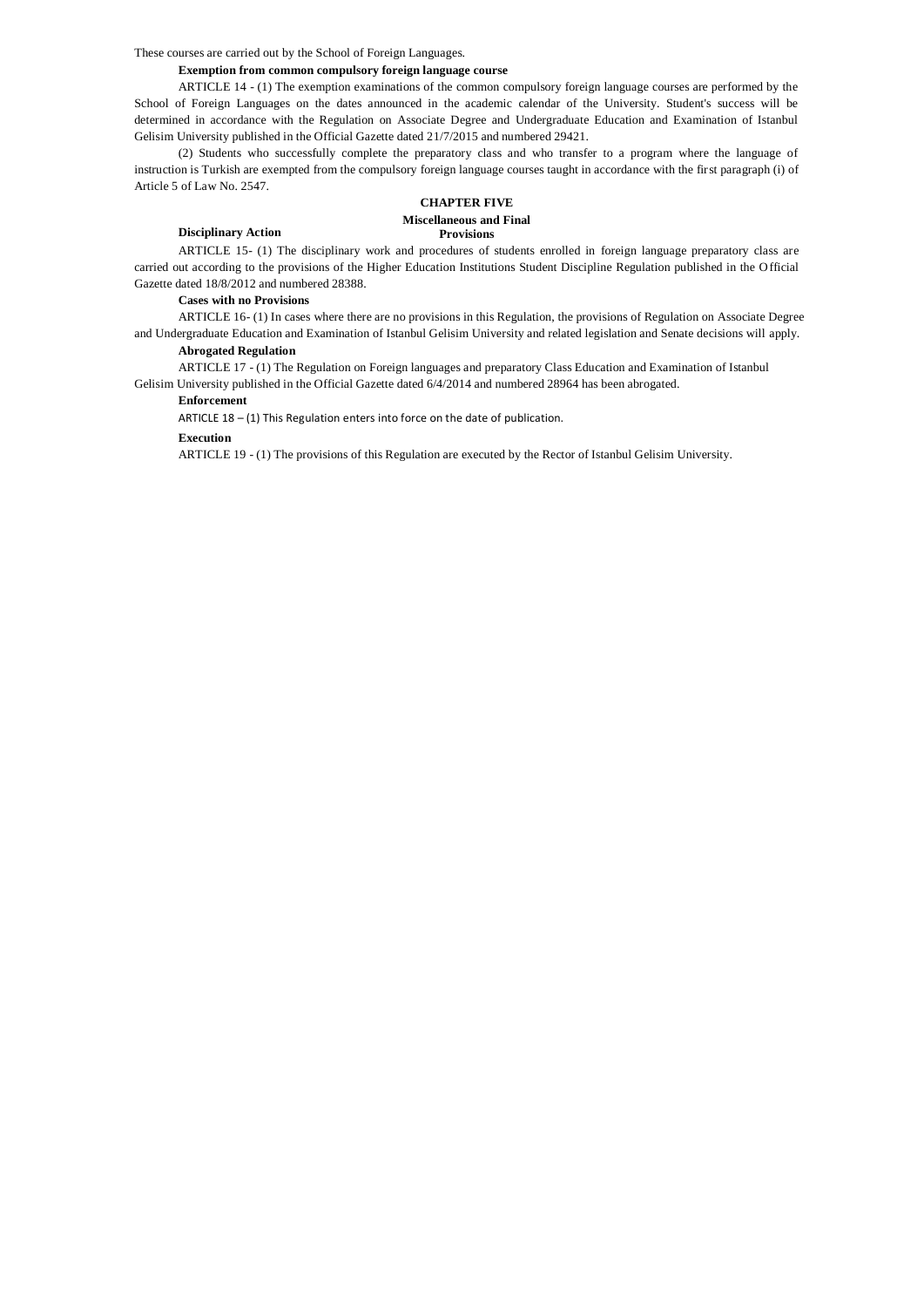These courses are carried out by the School of Foreign Languages.

**Exemption from common compulsory foreign language course**

ARTICLE 14 - (1) The exemption examinations of the common compulsory foreign language courses are performed by the School of Foreign Languages on the dates announced in the academic calendar of the University. Student's success will be determined in accordance with the Regulation on Associate Degree and Undergraduate Education and Examination of Istanbul Gelisim University published in the Official Gazette dated 21/7/2015 and numbered 29421.

(2) Students who successfully complete the preparatory class and who transfer to a program where the language of instruction is Turkish are exempted from the compulsory foreign language courses taught in accordance with the first paragraph (i) of Article 5 of Law No. 2547.

## CHAPTER FIVE

## Miscellaneous and Final Provisions

**Disciplinary Action**

ARTICLE 15- (1) The disciplinary work and procedures of students enrolled in foreign language preparatory class are carried out according to the provisions of the Higher Education Institutions Student Discipline Regulation published in the Official Gazette dated 18/8/2012 and numbered 28388.

**Cases with no Provisions**

ARTICLE 16- (1) In cases where there are no provisions in this Regulation, the provisions of Regulation on Associate Degree and Undergraduate Education and Examination of Istanbul Gelisim University and related legislation and Senate decisions will apply.

**Abrogated Regulation**

ARTICLE 17 - (1) The Regulation on Foreign languages and preparatory Class Education and Examination of Istanbul Gelisim University published in the Official Gazette dated 6/4/2014 and numbered 28964 has been abrogated.

**Enforcement**

ARTICLE 18 – (1) This Regulation enters into force on the date of publication.

**Execution**

ARTICLE 19 - (1) The provisions of this Regulation are executed by the Rector of Istanbul Gelisim University.